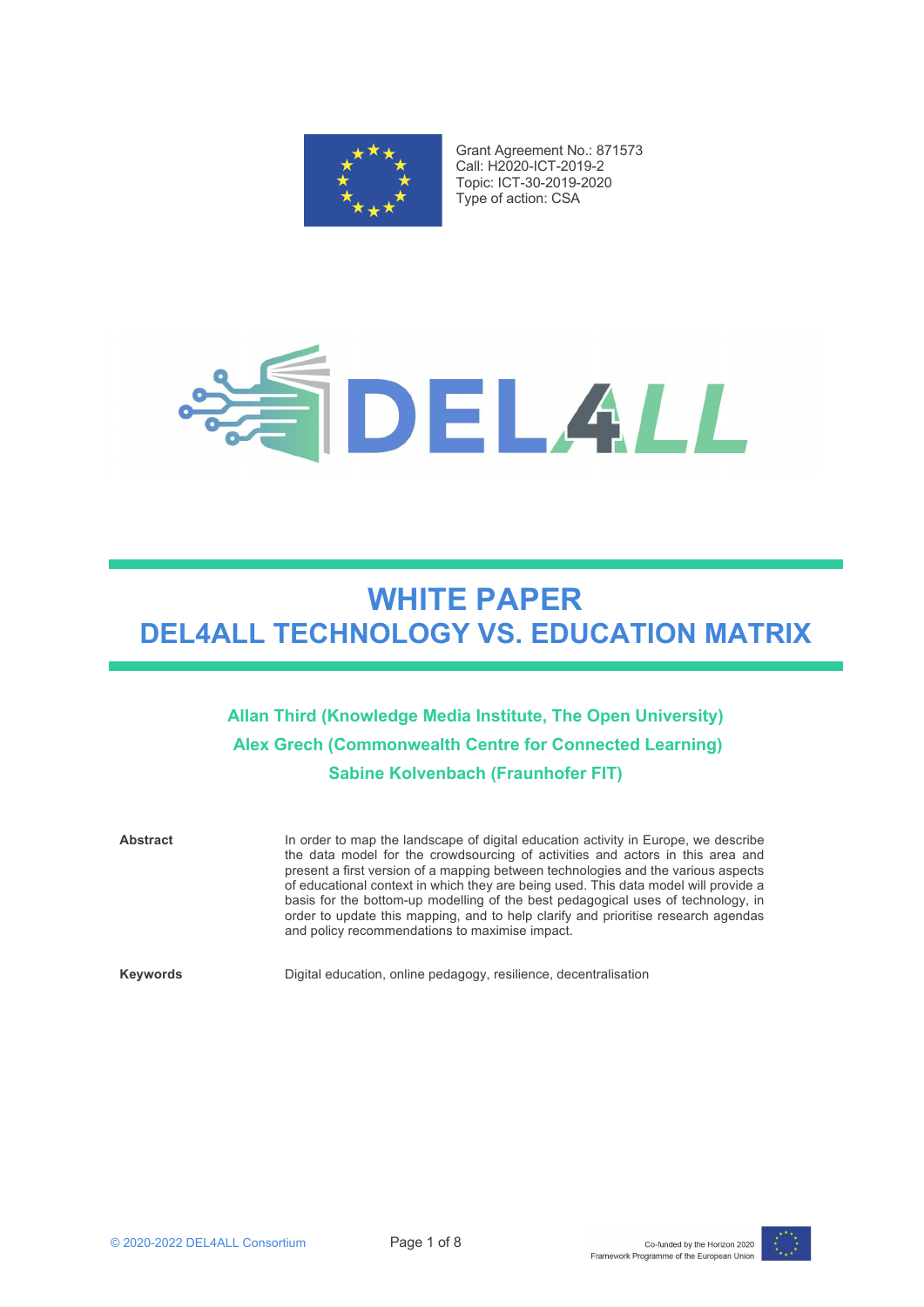Grant Agreement No.: 871573
Call: H2020-ICT-2019-2
Topic: ICT-30-2019-2020
Type of action: CSA

# WHITE PAPER
# DEL4ALL TECHNOLOGY VS. EDUCATION MATRIX

**Allan Third (Knowledge Media Institute, The Open University)**
**Alex Grech (Commonwealth Centre for Connected Learning)**
**Sabine Kolvenbach (Fraunhofer FIT)**

**Abstract**

In order to map the landscape of digital education activity in Europe, we describe the data model for the crowdsourcing of activities and actors in this area and present a first version of a mapping between technologies and the various aspects of educational context in which they are being used. This data model will provide a basis for the bottom-up modelling of the best pedagogical uses of technology, in order to update this mapping, and to help clarify and prioritise research agendas and policy recommendations to maximise impact.

**Keywords**

Digital education, online pedagogy, resilience, decentralisation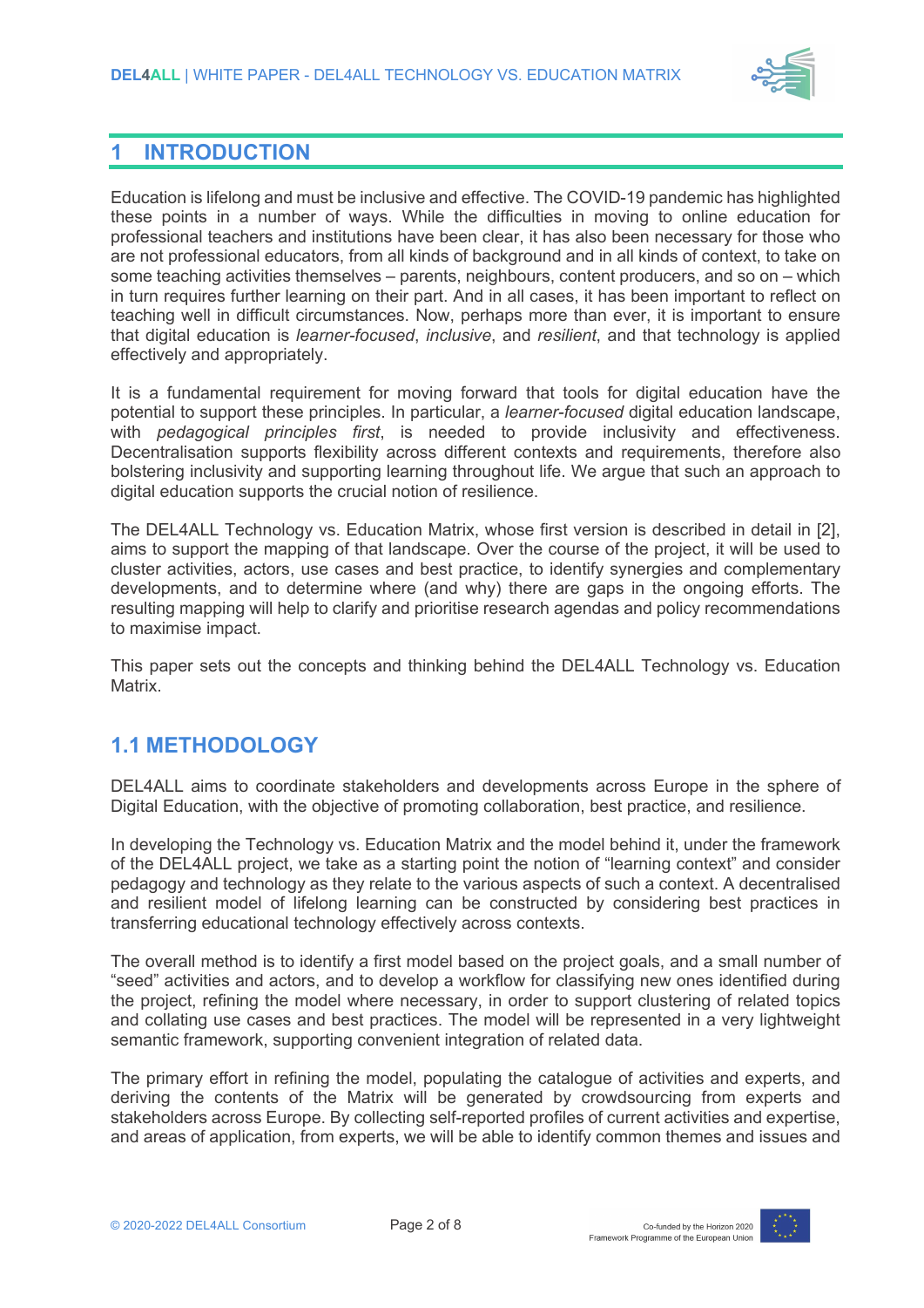# 1 INTRODUCTION

Education is lifelong and must be inclusive and effective. The COVID-19 pandemic has highlighted these points in a number of ways. While the difficulties in moving to online education for professional teachers and institutions have been clear, it has also been necessary for those who are not professional educators, from all kinds of background and in all kinds of context, to take on some teaching activities themselves – parents, neighbours, content producers, and so on – which in turn requires further learning on their part. And in all cases, it has been important to reflect on teaching well in difficult circumstances. Now, perhaps more than ever, it is important to ensure that digital education is *learner-focused*, *inclusive*, and *resilient*, and that technology is applied effectively and appropriately.

It is a fundamental requirement for moving forward that tools for digital education have the potential to support these principles. In particular, a *learner-focused* digital education landscape, with *pedagogical principles first*, is needed to provide inclusivity and effectiveness. Decentralisation supports flexibility across different contexts and requirements, therefore also bolstering inclusivity and supporting learning throughout life. We argue that such an approach to digital education supports the crucial notion of resilience.

The DEL4ALL Technology vs. Education Matrix, whose first version is described in detail in [2], aims to support the mapping of that landscape. Over the course of the project, it will be used to cluster activities, actors, use cases and best practice, to identify synergies and complementary developments, and to determine where (and why) there are gaps in the ongoing efforts. The resulting mapping will help to clarify and prioritise research agendas and policy recommendations to maximise impact.

This paper sets out the concepts and thinking behind the DEL4ALL Technology vs. Education Matrix.

## 1.1 METHODOLOGY

DEL4ALL aims to coordinate stakeholders and developments across Europe in the sphere of Digital Education, with the objective of promoting collaboration, best practice, and resilience.

In developing the Technology vs. Education Matrix and the model behind it, under the framework of the DEL4ALL project, we take as a starting point the notion of "learning context" and consider pedagogy and technology as they relate to the various aspects of such a context. A decentralised and resilient model of lifelong learning can be constructed by considering best practices in transferring educational technology effectively across contexts.

The overall method is to identify a first model based on the project goals, and a small number of "seed" activities and actors, and to develop a workflow for classifying new ones identified during the project, refining the model where necessary, in order to support clustering of related topics and collating use cases and best practices. The model will be represented in a very lightweight semantic framework, supporting convenient integration of related data.

The primary effort in refining the model, populating the catalogue of activities and experts, and deriving the contents of the Matrix will be generated by crowdsourcing from experts and stakeholders across Europe. By collecting self-reported profiles of current activities and expertise, and areas of application, from experts, we will be able to identify common themes and issues and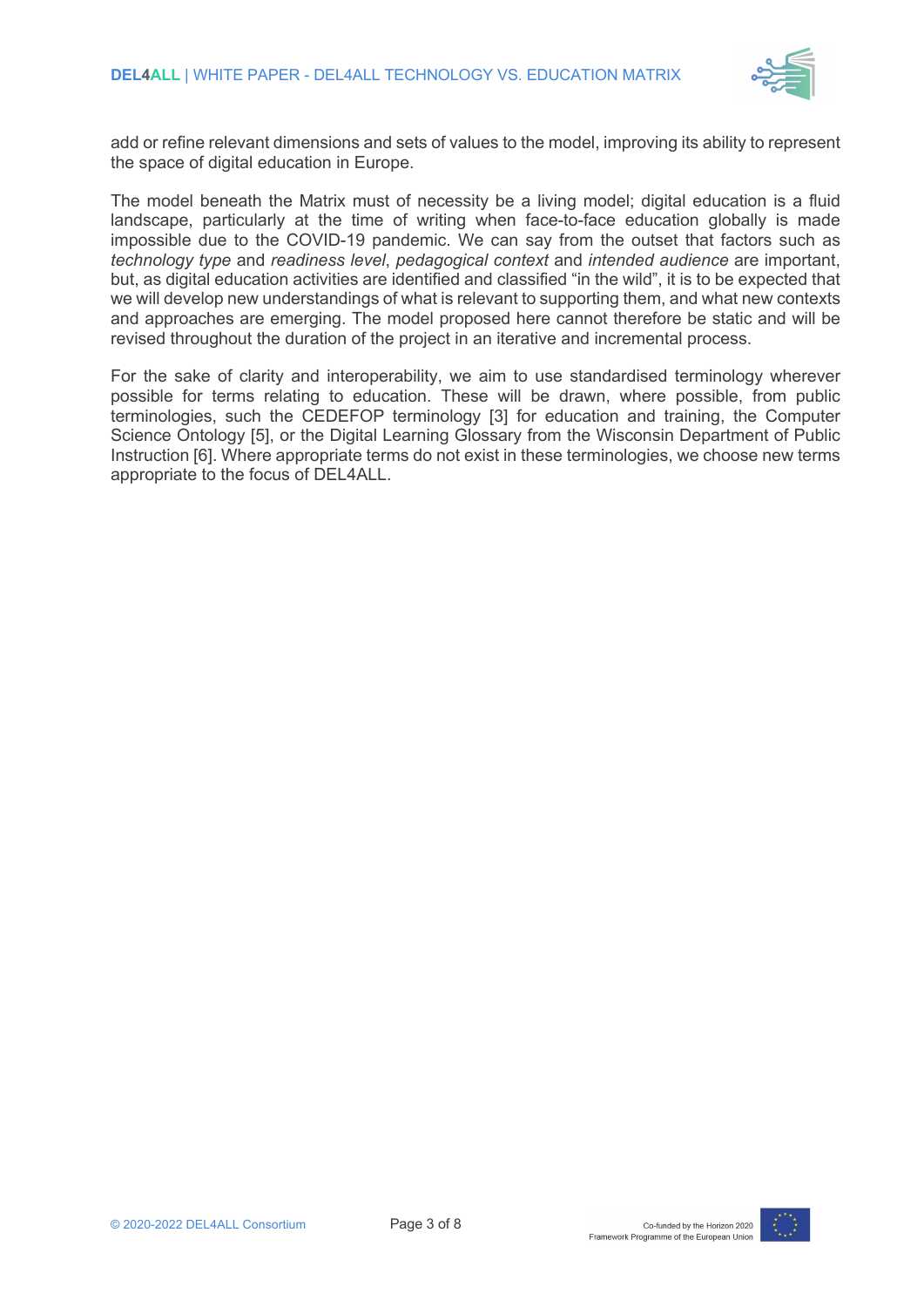add or refine relevant dimensions and sets of values to the model, improving its ability to represent the space of digital education in Europe.

The model beneath the Matrix must of necessity be a living model; digital education is a fluid landscape, particularly at the time of writing when face-to-face education globally is made impossible due to the COVID-19 pandemic. We can say from the outset that factors such as *technology type* and *readiness level*, *pedagogical context* and *intended audience* are important, but, as digital education activities are identified and classified "in the wild", it is to be expected that we will develop new understandings of what is relevant to supporting them, and what new contexts and approaches are emerging. The model proposed here cannot therefore be static and will be revised throughout the duration of the project in an iterative and incremental process.

For the sake of clarity and interoperability, we aim to use standardised terminology wherever possible for terms relating to education. These will be drawn, where possible, from public terminologies, such the CEDEFOP terminology [3] for education and training, the Computer Science Ontology [5], or the Digital Learning Glossary from the Wisconsin Department of Public Instruction [6]. Where appropriate terms do not exist in these terminologies, we choose new terms appropriate to the focus of DEL4ALL.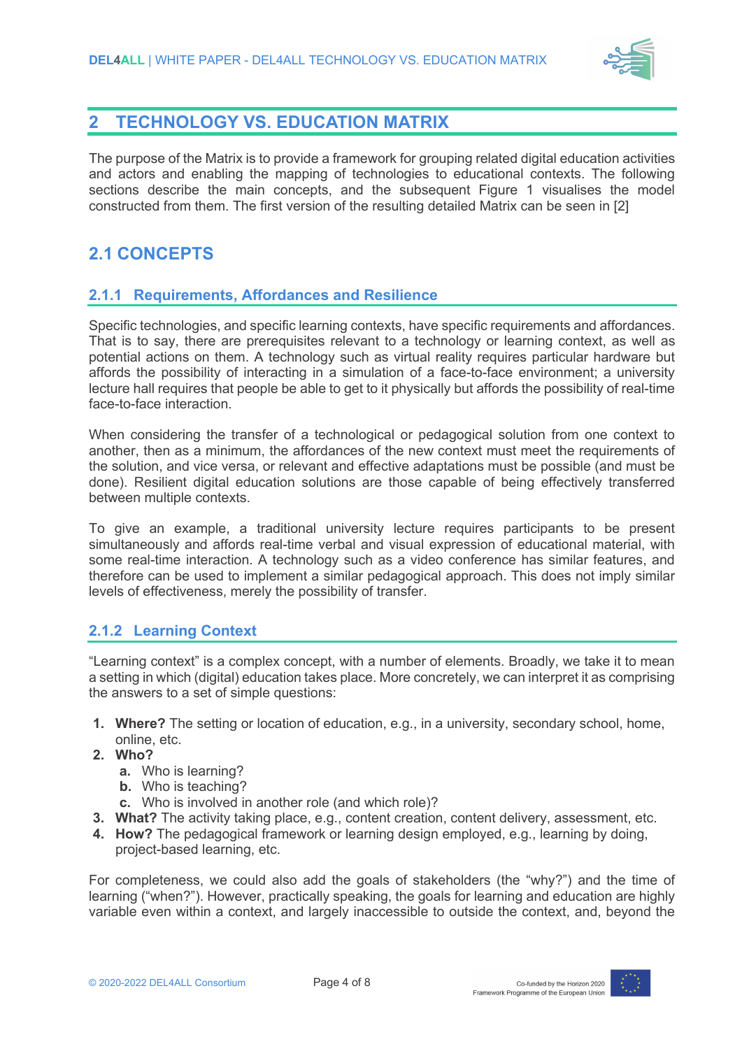## 2 TECHNOLOGY VS. EDUCATION MATRIX

The purpose of the Matrix is to provide a framework for grouping related digital education activities and actors and enabling the mapping of technologies to educational contexts. The following sections describe the main concepts, and the subsequent Figure 1 visualises the model constructed from them. The first version of the resulting detailed Matrix can be seen in [2]

## 2.1 CONCEPTS

### 2.1.1 Requirements, Affordances and Resilience

Specific technologies, and specific learning contexts, have specific requirements and affordances. That is to say, there are prerequisites relevant to a technology or learning context, as well as potential actions on them. A technology such as virtual reality requires particular hardware but affords the possibility of interacting in a simulation of a face-to-face environment; a university lecture hall requires that people be able to get to it physically but affords the possibility of real-time face-to-face interaction.

When considering the transfer of a technological or pedagogical solution from one context to another, then as a minimum, the affordances of the new context must meet the requirements of the solution, and vice versa, or relevant and effective adaptations must be possible (and must be done). Resilient digital education solutions are those capable of being effectively transferred between multiple contexts.

To give an example, a traditional university lecture requires participants to be present simultaneously and affords real-time verbal and visual expression of educational material, with some real-time interaction. A technology such as a video conference has similar features, and therefore can be used to implement a similar pedagogical approach. This does not imply similar levels of effectiveness, merely the possibility of transfer.

### 2.1.2 Learning Context

"Learning context" is a complex concept, with a number of elements. Broadly, we take it to mean a setting in which (digital) education takes place. More concretely, we can interpret it as comprising the answers to a set of simple questions:

1. **Where?** The setting or location of education, e.g., in a university, secondary school, home, online, etc.
2. **Who?**
   a. Who is learning?
   b. Who is teaching?
   c. Who is involved in another role (and which role)?
3. **What?** The activity taking place, e.g., content creation, content delivery, assessment, etc.
4. **How?** The pedagogical framework or learning design employed, e.g., learning by doing, project-based learning, etc.

For completeness, we could also add the goals of stakeholders (the "why?") and the time of learning ("when?"). However, practically speaking, the goals for learning and education are highly variable even within a context, and largely inaccessible to outside the context, and, beyond the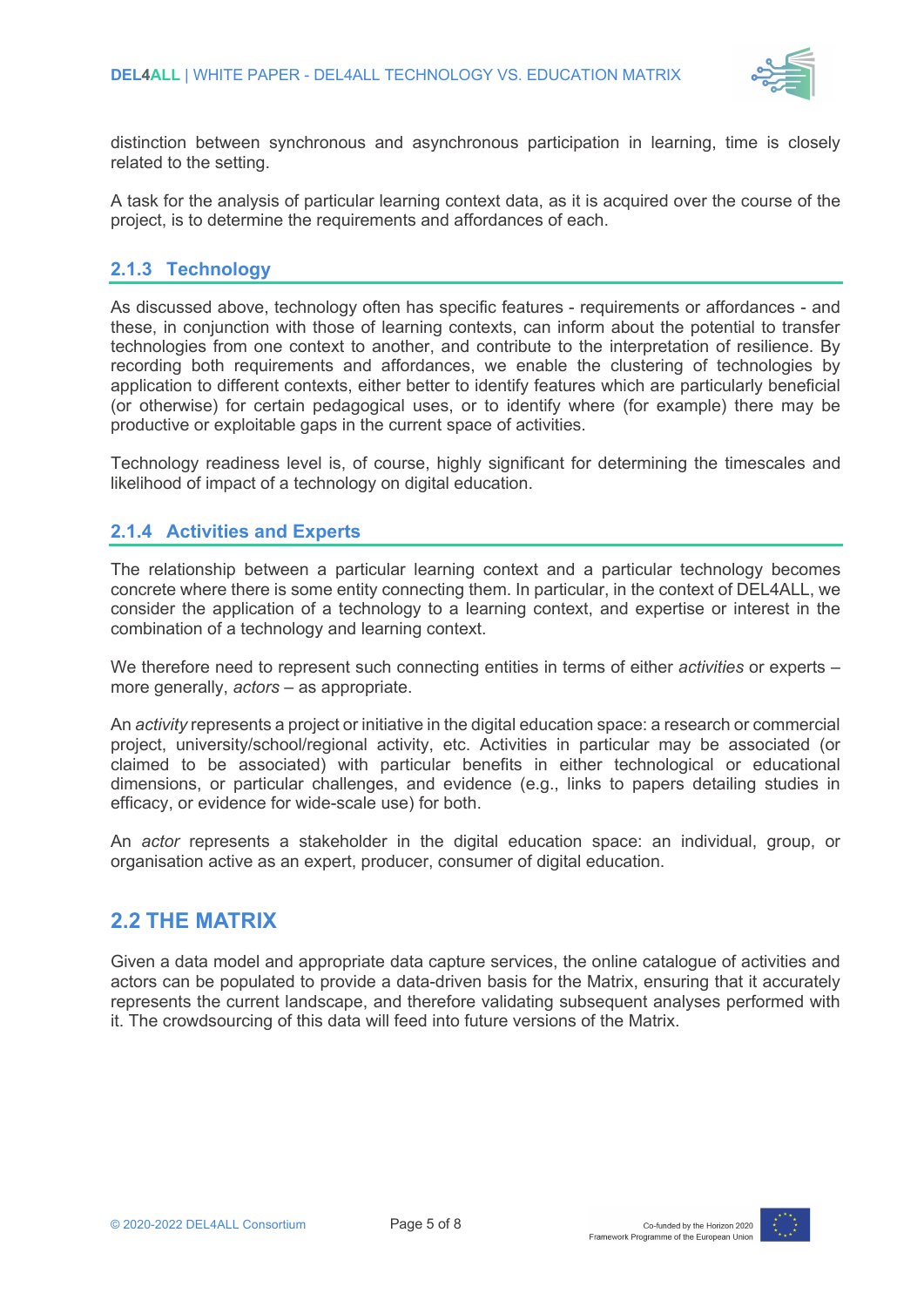distinction between synchronous and asynchronous participation in learning, time is closely related to the setting.

A task for the analysis of particular learning context data, as it is acquired over the course of the project, is to determine the requirements and affordances of each.

### 2.1.3 Technology

As discussed above, technology often has specific features - requirements or affordances - and these, in conjunction with those of learning contexts, can inform about the potential to transfer technologies from one context to another, and contribute to the interpretation of resilience. By recording both requirements and affordances, we enable the clustering of technologies by application to different contexts, either better to identify features which are particularly beneficial (or otherwise) for certain pedagogical uses, or to identify where (for example) there may be productive or exploitable gaps in the current space of activities.

Technology readiness level is, of course, highly significant for determining the timescales and likelihood of impact of a technology on digital education.

### 2.1.4 Activities and Experts

The relationship between a particular learning context and a particular technology becomes concrete where there is some entity connecting them. In particular, in the context of DEL4ALL, we consider the application of a technology to a learning context, and expertise or interest in the combination of a technology and learning context.

We therefore need to represent such connecting entities in terms of either *activities* or experts – more generally, *actors* – as appropriate.

An *activity* represents a project or initiative in the digital education space: a research or commercial project, university/school/regional activity, etc. Activities in particular may be associated (or claimed to be associated) with particular benefits in either technological or educational dimensions, or particular challenges, and evidence (e.g., links to papers detailing studies in efficacy, or evidence for wide-scale use) for both.

An *actor* represents a stakeholder in the digital education space: an individual, group, or organisation active as an expert, producer, consumer of digital education.

## 2.2 THE MATRIX

Given a data model and appropriate data capture services, the online catalogue of activities and actors can be populated to provide a data-driven basis for the Matrix, ensuring that it accurately represents the current landscape, and therefore validating subsequent analyses performed with it. The crowdsourcing of this data will feed into future versions of the Matrix.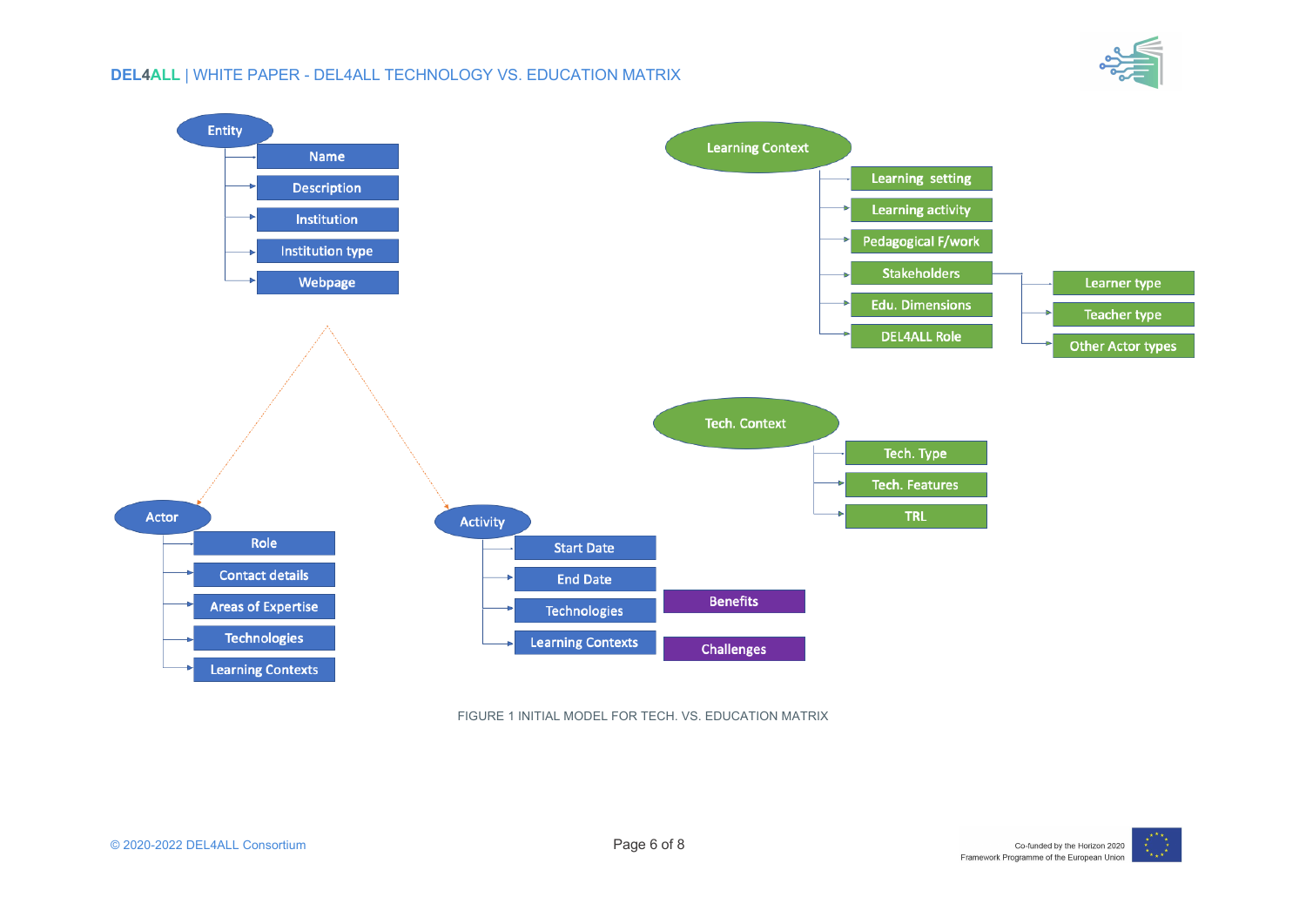Entity
- Name
- Description
- Institution
- Institution type
- Webpage

Learning Context
- Learning setting
- Learning activity
- Pedagogical F/work
- Stakeholders
  - Learner type
  - Teacher type
  - Other Actor types
- Edu. Dimensions
- DEL4ALL Role

Tech. Context
- Tech. Type
- Tech. Features
- TRL

Actor
- Role
- Contact details
- Areas of Expertise
- Technologies
- Learning Contexts

Activity
- Start Date
- End Date
- Technologies
- Learning Contexts

Benefits

Challenges

FIGURE 1 INITIAL MODEL FOR TECH. VS. EDUCATION MATRIX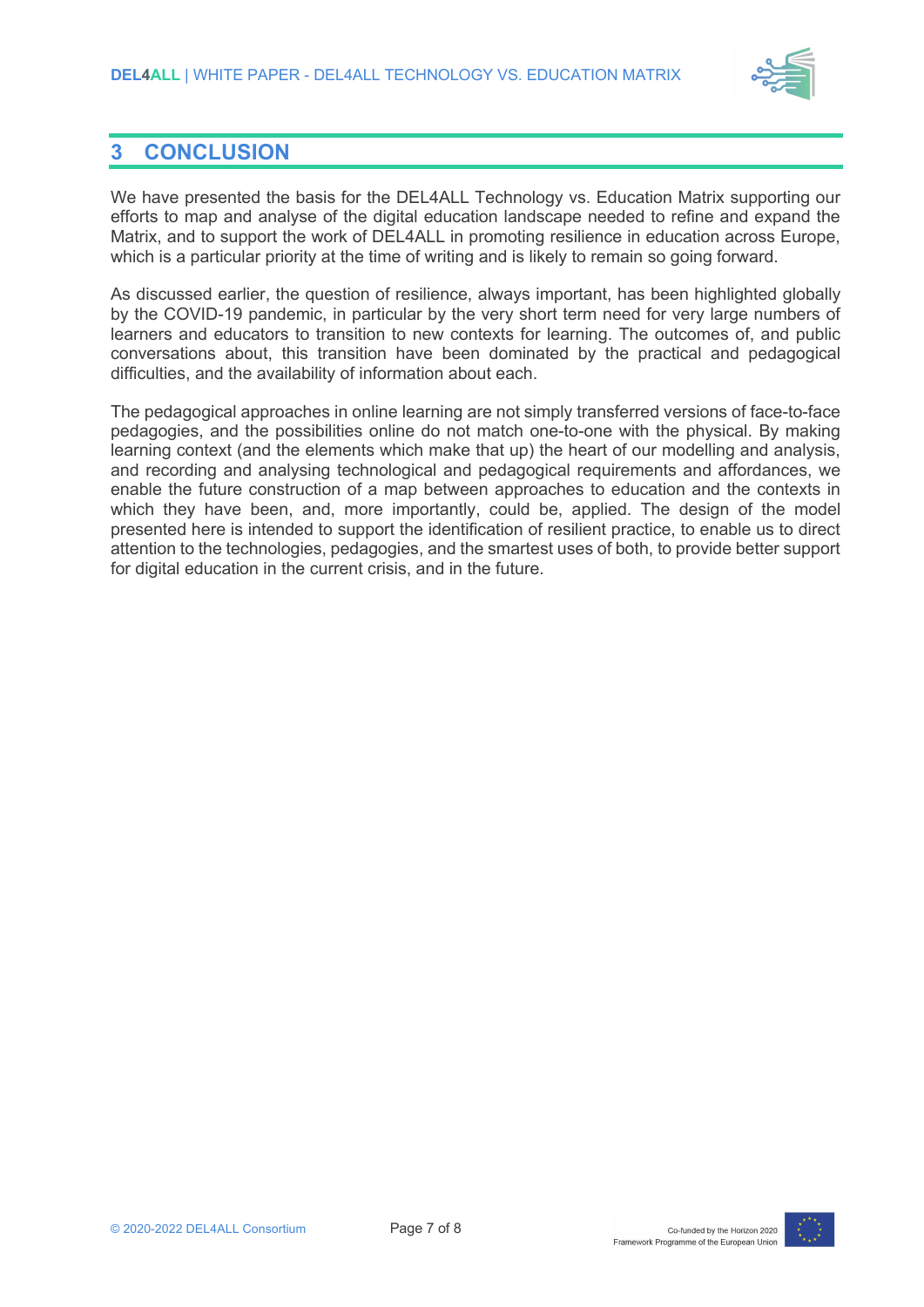# 3 CONCLUSION

We have presented the basis for the DEL4ALL Technology vs. Education Matrix supporting our efforts to map and analyse of the digital education landscape needed to refine and expand the Matrix, and to support the work of DEL4ALL in promoting resilience in education across Europe, which is a particular priority at the time of writing and is likely to remain so going forward.

As discussed earlier, the question of resilience, always important, has been highlighted globally by the COVID-19 pandemic, in particular by the very short term need for very large numbers of learners and educators to transition to new contexts for learning. The outcomes of, and public conversations about, this transition have been dominated by the practical and pedagogical difficulties, and the availability of information about each.

The pedagogical approaches in online learning are not simply transferred versions of face-to-face pedagogies, and the possibilities online do not match one-to-one with the physical. By making learning context (and the elements which make that up) the heart of our modelling and analysis, and recording and analysing technological and pedagogical requirements and affordances, we enable the future construction of a map between approaches to education and the contexts in which they have been, and, more importantly, could be, applied. The design of the model presented here is intended to support the identification of resilient practice, to enable us to direct attention to the technologies, pedagogies, and the smartest uses of both, to provide better support for digital education in the current crisis, and in the future.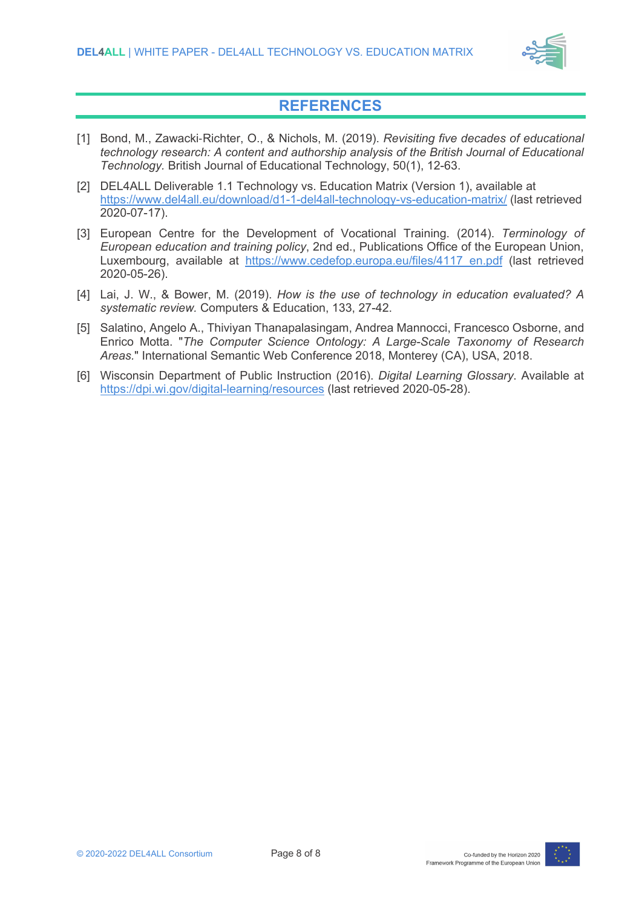## REFERENCES

[1] Bond, M., Zawacki-Richter, O., & Nichols, M. (2019). *Revisiting five decades of educational technology research: A content and authorship analysis of the British Journal of Educational Technology.* British Journal of Educational Technology, 50(1), 12-63.

[2] DEL4ALL Deliverable 1.1 Technology vs. Education Matrix (Version 1), available at https://www.del4all.eu/download/d1-1-del4all-technology-vs-education-matrix/ (last retrieved 2020-07-17).

[3] European Centre for the Development of Vocational Training. (2014). *Terminology of European education and training policy*, 2nd ed., Publications Office of the European Union, Luxembourg, available at https://www.cedefop.europa.eu/files/4117_en.pdf (last retrieved 2020-05-26).

[4] Lai, J. W., & Bower, M. (2019). *How is the use of technology in education evaluated? A systematic review.* Computers & Education, 133, 27-42.

[5] Salatino, Angelo A., Thiviyan Thanapalasingam, Andrea Mannocci, Francesco Osborne, and Enrico Motta. "*The Computer Science Ontology: A Large-Scale Taxonomy of Research Areas.*" International Semantic Web Conference 2018, Monterey (CA), USA, 2018.

[6] Wisconsin Department of Public Instruction (2016). *Digital Learning Glossary*. Available at https://dpi.wi.gov/digital-learning/resources (last retrieved 2020-05-28).